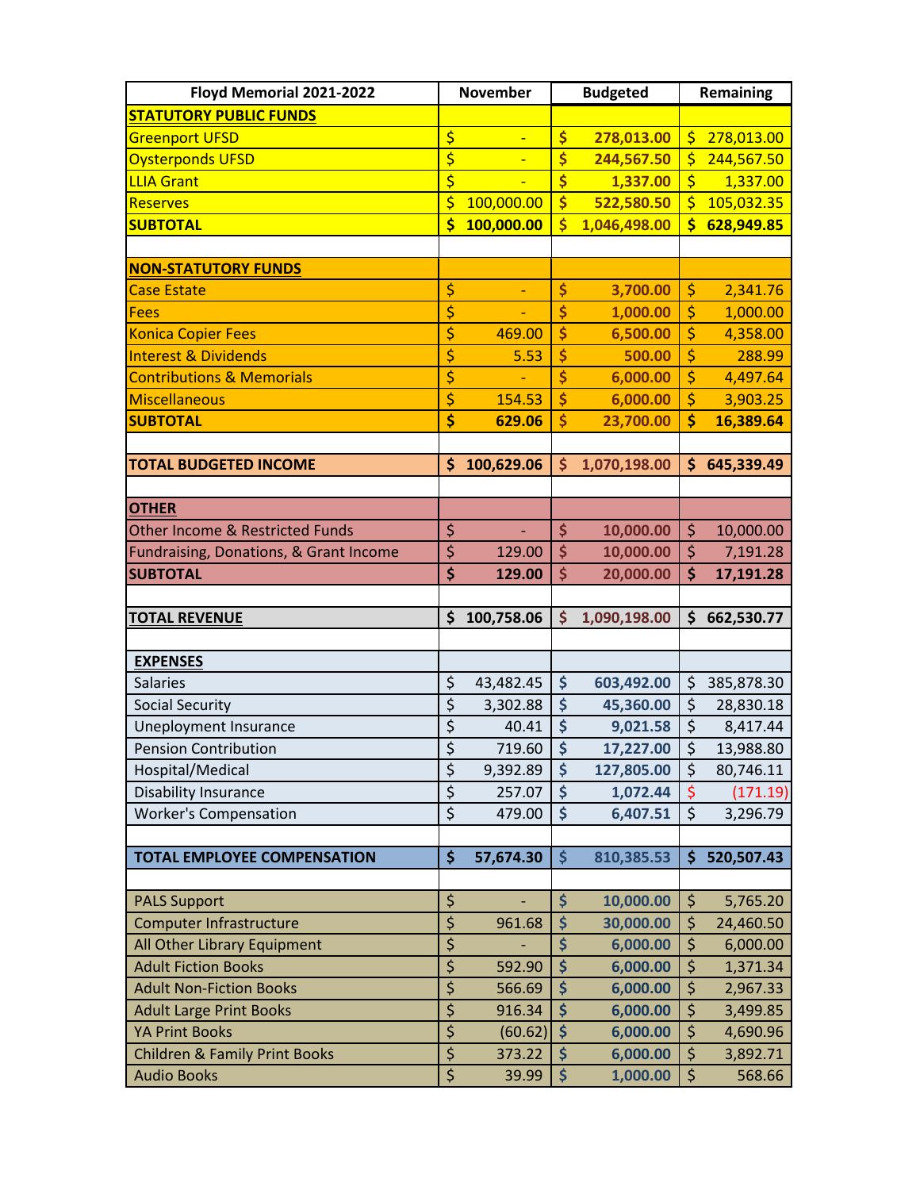| Floyd Memorial 2021-2022 | November | Budgeted | Remaining |
|---|---|---|---|
| **STATUTORY PUBLIC FUNDS** | | | |
| Greenport UFSD | $ - | $ 278,013.00 | $ 278,013.00 |
| Oysterponds UFSD | $ - | $ 244,567.50 | $ 244,567.50 |
| LLIA Grant | $ - | $ 1,337.00 | $ 1,337.00 |
| Reserves | $ 100,000.00 | $ 522,580.50 | $ 105,032.35 |
| **SUBTOTAL** | **$ 100,000.00** | **$ 1,046,498.00** | **$ 628,949.85** |
| | | | |
| **NON-STATUTORY FUNDS** | | | |
| Case Estate | $ - | $ 3,700.00 | $ 2,341.76 |
| Fees | $ - | $ 1,000.00 | $ 1,000.00 |
| Konica Copier Fees | $ 469.00 | $ 6,500.00 | $ 4,358.00 |
| Interest & Dividends | $ 5.53 | $ 500.00 | $ 288.99 |
| Contributions & Memorials | $ - | $ 6,000.00 | $ 4,497.64 |
| Miscellaneous | $ 154.53 | $ 6,000.00 | $ 3,903.25 |
| **SUBTOTAL** | **$ 629.06** | **$ 23,700.00** | **$ 16,389.64** |
| | | | |
| **TOTAL BUDGETED INCOME** | **$ 100,629.06** | **$ 1,070,198.00** | **$ 645,339.49** |
| | | | |
| **OTHER** | | | |
| Other Income & Restricted Funds | $ - | $ 10,000.00 | $ 10,000.00 |
| Fundraising, Donations, & Grant Income | $ 129.00 | $ 10,000.00 | $ 7,191.28 |
| **SUBTOTAL** | **$ 129.00** | **$ 20,000.00** | **$ 17,191.28** |
| | | | |
| **TOTAL REVENUE** | **$ 100,758.06** | **$ 1,090,198.00** | **$ 662,530.77** |
| | | | |
| **EXPENSES** | | | |
| Salaries | $ 43,482.45 | $ 603,492.00 | $ 385,878.30 |
| Social Security | $ 3,302.88 | $ 45,360.00 | $ 28,830.18 |
| Uneployment Insurance | $ 40.41 | $ 9,021.58 | $ 8,417.44 |
| Pension Contribution | $ 719.60 | $ 17,227.00 | $ 13,988.80 |
| Hospital/Medical | $ 9,392.89 | $ 127,805.00 | $ 80,746.11 |
| Disability Insurance | $ 257.07 | $ 1,072.44 | $ (171.19) |
| Worker's Compensation | $ 479.00 | $ 6,407.51 | $ 3,296.79 |
| | | | |
| **TOTAL EMPLOYEE COMPENSATION** | **$ 57,674.30** | **$ 810,385.53** | **$ 520,507.43** |
| | | | |
| PALS Support | $ - | $ 10,000.00 | $ 5,765.20 |
| Computer Infrastructure | $ 961.68 | $ 30,000.00 | $ 24,460.50 |
| All Other Library Equipment | $ - | $ 6,000.00 | $ 6,000.00 |
| Adult Fiction Books | $ 592.90 | $ 6,000.00 | $ 1,371.34 |
| Adult Non-Fiction Books | $ 566.69 | $ 6,000.00 | $ 2,967.33 |
| Adult Large Print Books | $ 916.34 | $ 6,000.00 | $ 3,499.85 |
| YA Print Books | $ (60.62) | $ 6,000.00 | $ 4,690.96 |
| Children & Family Print Books | $ 373.22 | $ 6,000.00 | $ 3,892.71 |
| Audio Books | $ 39.99 | $ 1,000.00 | $ 568.66 |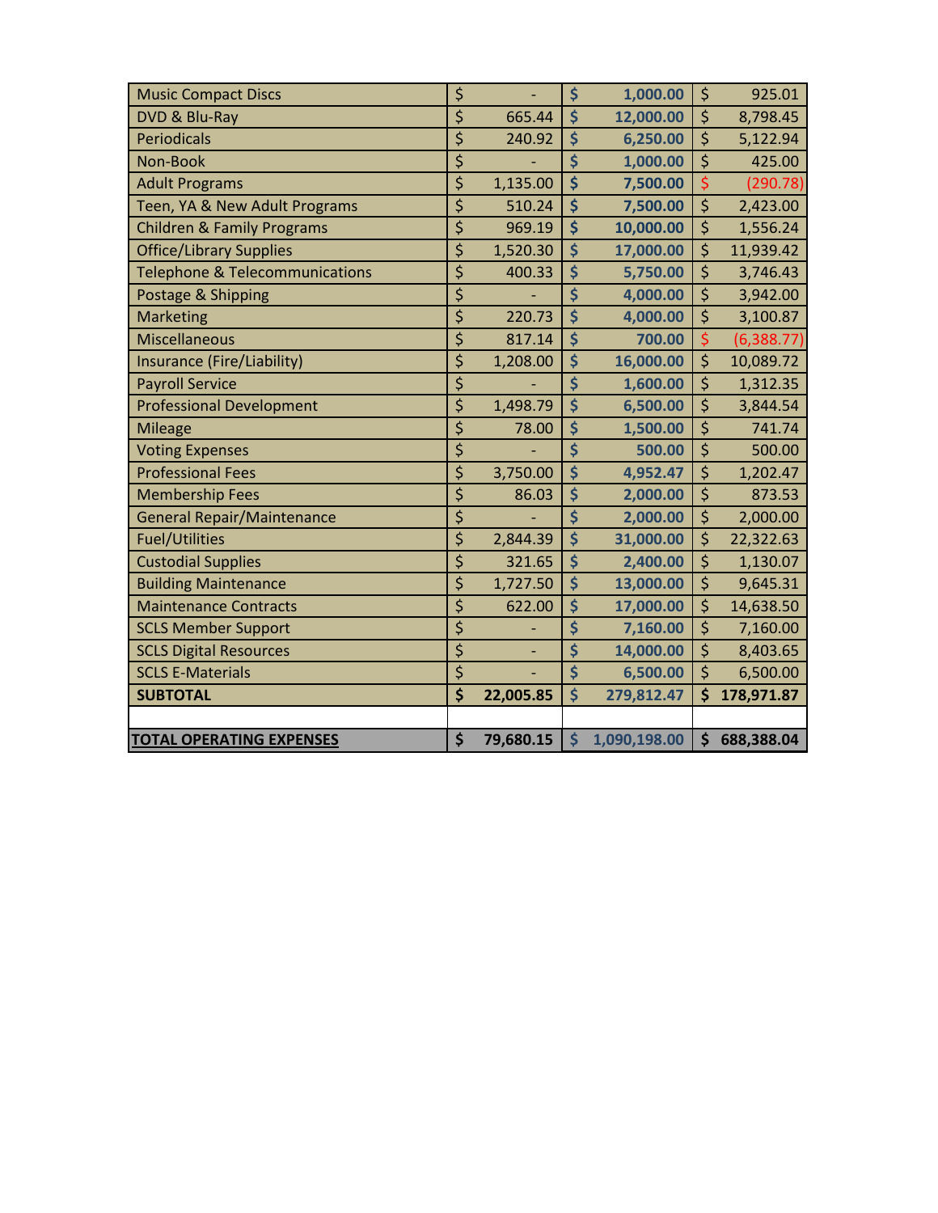| | | | |
|---|---|---|---|
| Music Compact Discs | $ - | $ 1,000.00 | $ 925.01 |
| DVD & Blu-Ray | $ 665.44 | $ 12,000.00 | $ 8,798.45 |
| Periodicals | $ 240.92 | $ 6,250.00 | $ 5,122.94 |
| Non-Book | $ - | $ 1,000.00 | $ 425.00 |
| Adult Programs | $ 1,135.00 | $ 7,500.00 | $ (290.78) |
| Teen, YA & New Adult Programs | $ 510.24 | $ 7,500.00 | $ 2,423.00 |
| Children & Family Programs | $ 969.19 | $ 10,000.00 | $ 1,556.24 |
| Office/Library Supplies | $ 1,520.30 | $ 17,000.00 | $ 11,939.42 |
| Telephone & Telecommunications | $ 400.33 | $ 5,750.00 | $ 3,746.43 |
| Postage & Shipping | $ - | $ 4,000.00 | $ 3,942.00 |
| Marketing | $ 220.73 | $ 4,000.00 | $ 3,100.87 |
| Miscellaneous | $ 817.14 | $ 700.00 | $ (6,388.77) |
| Insurance (Fire/Liability) | $ 1,208.00 | $ 16,000.00 | $ 10,089.72 |
| Payroll Service | $ - | $ 1,600.00 | $ 1,312.35 |
| Professional Development | $ 1,498.79 | $ 6,500.00 | $ 3,844.54 |
| Mileage | $ 78.00 | $ 1,500.00 | $ 741.74 |
| Voting Expenses | $ - | $ 500.00 | $ 500.00 |
| Professional Fees | $ 3,750.00 | $ 4,952.47 | $ 1,202.47 |
| Membership Fees | $ 86.03 | $ 2,000.00 | $ 873.53 |
| General Repair/Maintenance | $ - | $ 2,000.00 | $ 2,000.00 |
| Fuel/Utilities | $ 2,844.39 | $ 31,000.00 | $ 22,322.63 |
| Custodial Supplies | $ 321.65 | $ 2,400.00 | $ 1,130.07 |
| Building Maintenance | $ 1,727.50 | $ 13,000.00 | $ 9,645.31 |
| Maintenance Contracts | $ 622.00 | $ 17,000.00 | $ 14,638.50 |
| SCLS Member Support | $ - | $ 7,160.00 | $ 7,160.00 |
| SCLS Digital Resources | $ - | $ 14,000.00 | $ 8,403.65 |
| SCLS E-Materials | $ - | $ 6,500.00 | $ 6,500.00 |
| **SUBTOTAL** | **$ 22,005.85** | **$ 279,812.47** | **$ 178,971.87** |
| | | | |
| **TOTAL OPERATING EXPENSES** | **$ 79,680.15** | **$ 1,090,198.00** | **$ 688,388.04** |